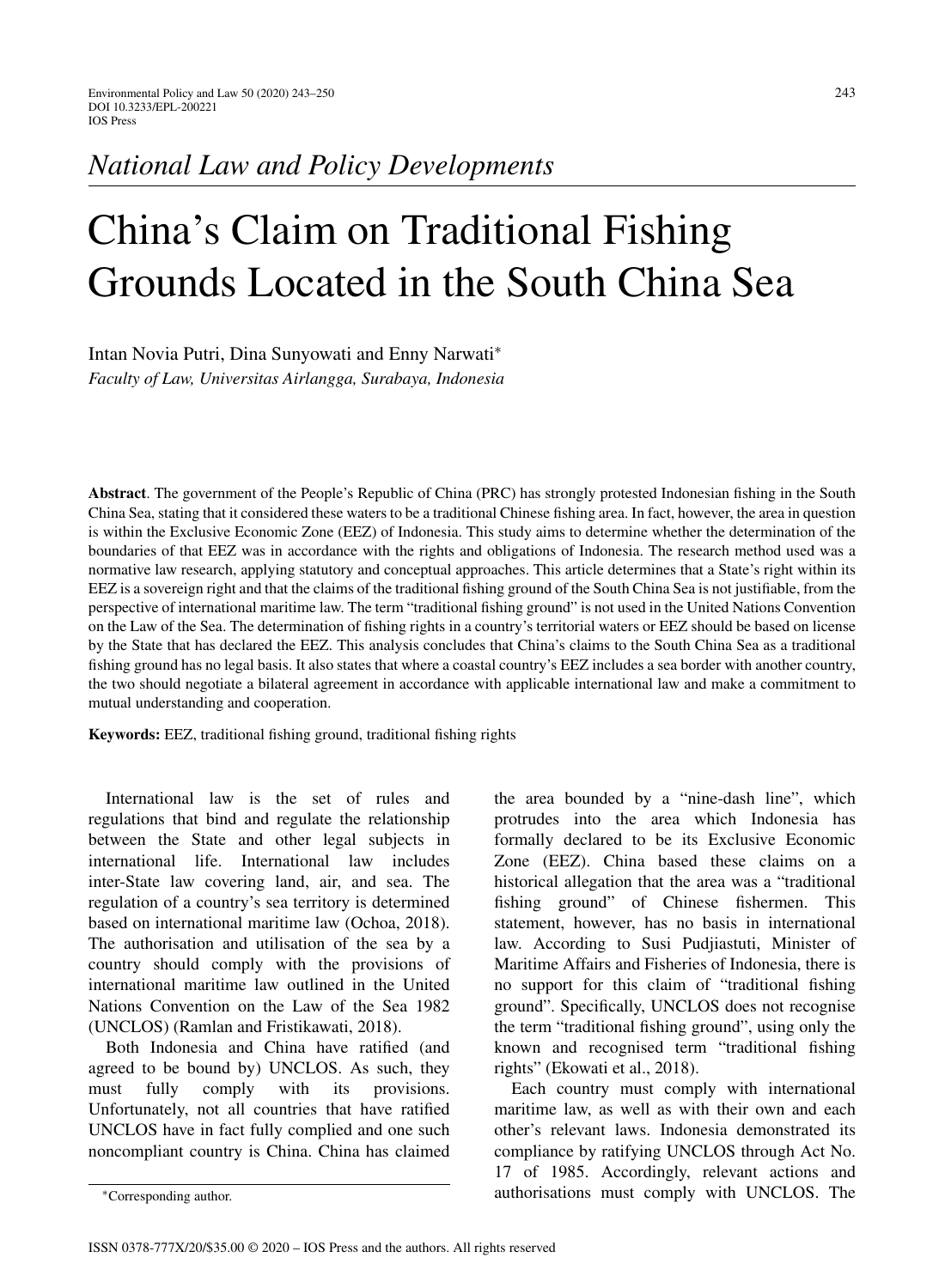*National Law and Policy Developments*

# China's Claim on Traditional Fishing Grounds Located in the South China Sea

Intan Novia Putri, Dina Sunyowati and Enny Narwati*

*Faculty of Law, Universitas Airlangga, Surabaya, Indonesia*

**Abstract**. The government of the People's Republic of China (PRC) has strongly protested Indonesian fishing in the South China Sea, stating that it considered these waters to be a traditional Chinese fishing area. In fact, however, the area in question is within the Exclusive Economic Zone (EEZ) of Indonesia. This study aims to determine whether the determination of the boundaries of that EEZ was in accordance with the rights and obligations of Indonesia. The research method used was a normative law research, applying statutory and conceptual approaches. This article determines that a State's right within its EEZ is a sovereign right and that the claims of the traditional fishing ground of the South China Sea is not justifiable, from the perspective of international maritime law. The term "traditional fishing ground" is not used in the United Nations Convention on the Law of the Sea. The determination of fishing rights in a country's territorial waters or EEZ should be based on license by the State that has declared the EEZ. This analysis concludes that China's claims to the South China Sea as a traditional fishing ground has no legal basis. It also states that where a coastal country's EEZ includes a sea border with another country, the two should negotiate a bilateral agreement in accordance with applicable international law and make a commitment to mutual understanding and cooperation.

**Keywords:** EEZ, traditional fishing ground, traditional fishing rights

International law is the set of rules and regulations that bind and regulate the relationship between the State and other legal subjects in international life. International law includes inter-State law covering land, air, and sea. The regulation of a country's sea territory is determined based on international maritime law (Ochoa, 2018). The authorisation and utilisation of the sea by a country should comply with the provisions of international maritime law outlined in the United Nations Convention on the Law of the Sea 1982 (UNCLOS) (Ramlan and Fristikawati, 2018).

Both Indonesia and China have ratified (and agreed to be bound by) UNCLOS. As such, they must fully comply with its provisions. Unfortunately, not all countries that have ratified UNCLOS have in fact fully complied and one such noncompliant country is China. China has claimed the area bounded by a "nine-dash line", which protrudes into the area which Indonesia has formally declared to be its Exclusive Economic Zone (EEZ). China based these claims on a historical allegation that the area was a "traditional fishing ground" of Chinese fishermen. This statement, however, has no basis in international law. According to Susi Pudjiastuti, Minister of Maritime Affairs and Fisheries of Indonesia, there is no support for this claim of "traditional fishing ground". Specifically, UNCLOS does not recognise the term "traditional fishing ground", using only the known and recognised term "traditional fishing rights" (Ekowati et al., 2018).

Each country must comply with international maritime law, as well as with their own and each other's relevant laws. Indonesia demonstrated its compliance by ratifying UNCLOS through Act No. 17 of 1985. Accordingly, relevant actions and authorisations must comply with UNCLOS. The

*Corresponding author.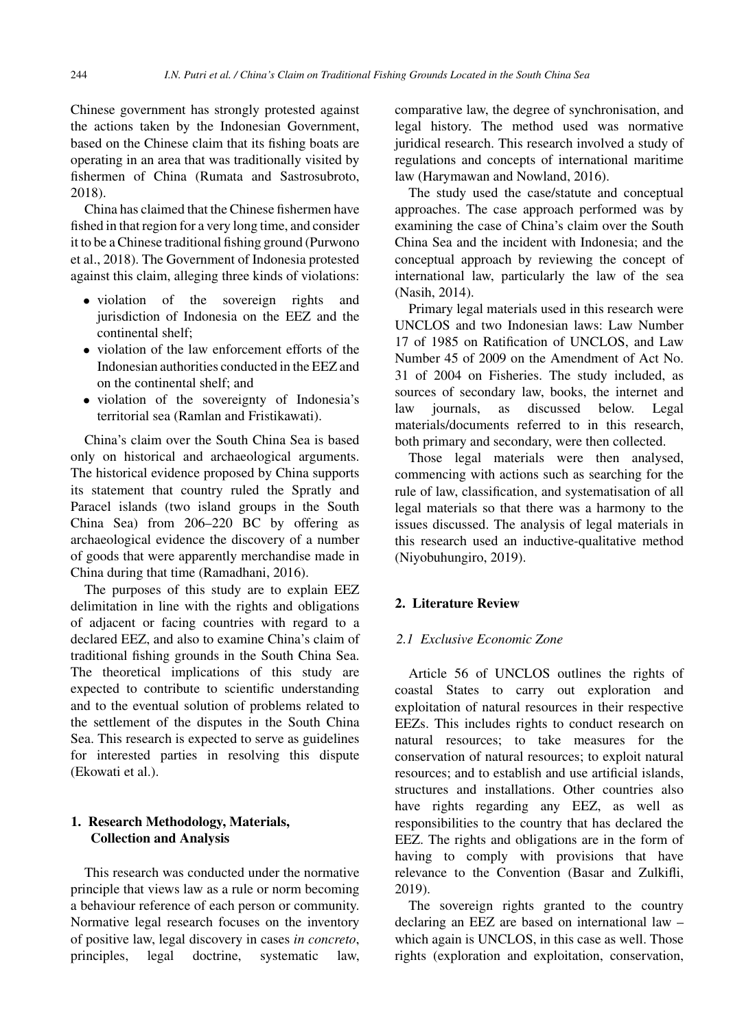Chinese government has strongly protested against the actions taken by the Indonesian Government, based on the Chinese claim that its fishing boats are operating in an area that was traditionally visited by fishermen of China (Rumata and Sastrosubroto, 2018).

China has claimed that the Chinese fishermen have fished in that region for a very long time, and consider it to be a Chinese traditional fishing ground (Purwono et al., 2018). The Government of Indonesia protested against this claim, alleging three kinds of violations:

- violation of the sovereign rights and jurisdiction of Indonesia on the EEZ and the continental shelf;
- violation of the law enforcement efforts of the Indonesian authorities conducted in the EEZ and on the continental shelf; and
- violation of the sovereignty of Indonesia's territorial sea (Ramlan and Fristikawati).

China's claim over the South China Sea is based only on historical and archaeological arguments. The historical evidence proposed by China supports its statement that country ruled the Spratly and Paracel islands (two island groups in the South China Sea) from 206–220 BC by offering as archaeological evidence the discovery of a number of goods that were apparently merchandise made in China during that time (Ramadhani, 2016).

The purposes of this study are to explain EEZ delimitation in line with the rights and obligations of adjacent or facing countries with regard to a declared EEZ, and also to examine China's claim of traditional fishing grounds in the South China Sea. The theoretical implications of this study are expected to contribute to scientific understanding and to the eventual solution of problems related to the settlement of the disputes in the South China Sea. This research is expected to serve as guidelines for interested parties in resolving this dispute (Ekowati et al.).

## 1. Research Methodology, Materials, Collection and Analysis

This research was conducted under the normative principle that views law as a rule or norm becoming a behaviour reference of each person or community. Normative legal research focuses on the inventory of positive law, legal discovery in cases *in concreto*, principles, legal doctrine, systematic law, comparative law, the degree of synchronisation, and legal history. The method used was normative juridical research. This research involved a study of regulations and concepts of international maritime law (Harymawan and Nowland, 2016).

The study used the case/statute and conceptual approaches. The case approach performed was by examining the case of China's claim over the South China Sea and the incident with Indonesia; and the conceptual approach by reviewing the concept of international law, particularly the law of the sea (Nasih, 2014).

Primary legal materials used in this research were UNCLOS and two Indonesian laws: Law Number 17 of 1985 on Ratification of UNCLOS, and Law Number 45 of 2009 on the Amendment of Act No. 31 of 2004 on Fisheries. The study included, as sources of secondary law, books, the internet and law journals, as discussed below. Legal materials/documents referred to in this research, both primary and secondary, were then collected.

Those legal materials were then analysed, commencing with actions such as searching for the rule of law, classification, and systematisation of all legal materials so that there was a harmony to the issues discussed. The analysis of legal materials in this research used an inductive-qualitative method (Niyobuhungiro, 2019).

## 2. Literature Review

### 2.1 Exclusive Economic Zone

Article 56 of UNCLOS outlines the rights of coastal States to carry out exploration and exploitation of natural resources in their respective EEZs. This includes rights to conduct research on natural resources; to take measures for the conservation of natural resources; to exploit natural resources; and to establish and use artificial islands, structures and installations. Other countries also have rights regarding any EEZ, as well as responsibilities to the country that has declared the EEZ. The rights and obligations are in the form of having to comply with provisions that have relevance to the Convention (Basar and Zulkifli, 2019).

The sovereign rights granted to the country declaring an EEZ are based on international law – which again is UNCLOS, in this case as well. Those rights (exploration and exploitation, conservation,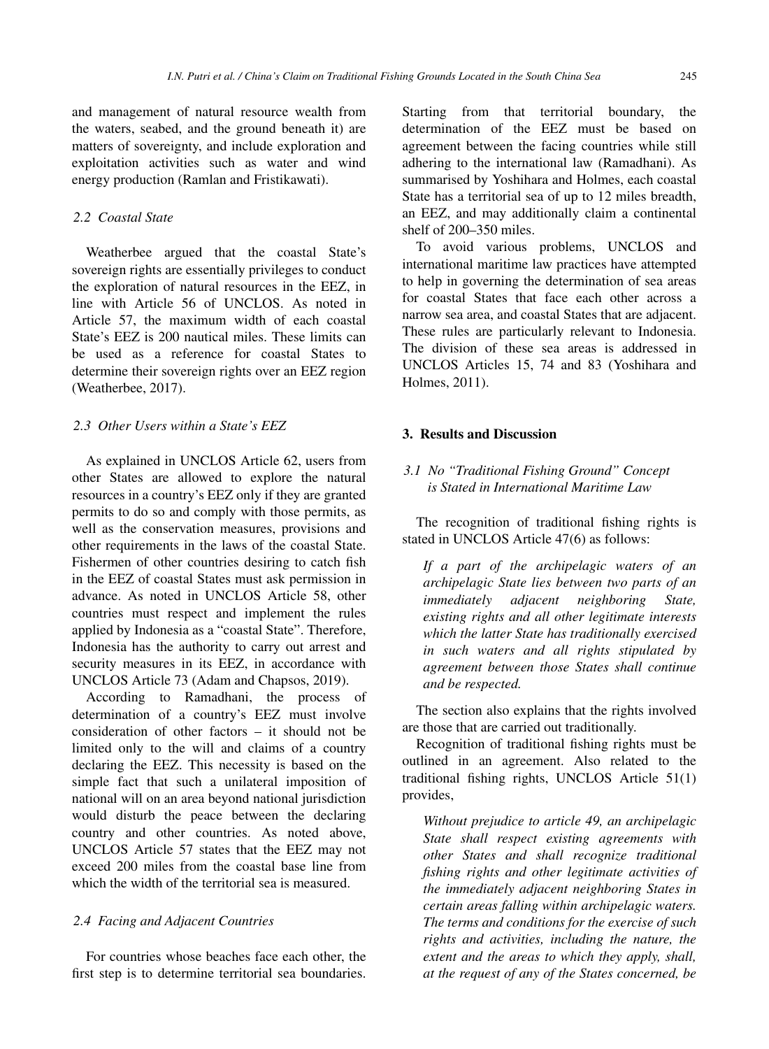and management of natural resource wealth from the waters, seabed, and the ground beneath it) are matters of sovereignty, and include exploration and exploitation activities such as water and wind energy production (Ramlan and Fristikawati).

### *2.2 Coastal State*

Weatherbee argued that the coastal State's sovereign rights are essentially privileges to conduct the exploration of natural resources in the EEZ, in line with Article 56 of UNCLOS. As noted in Article 57, the maximum width of each coastal State's EEZ is 200 nautical miles. These limits can be used as a reference for coastal States to determine their sovereign rights over an EEZ region (Weatherbee, 2017).

### *2.3 Other Users within a State's EEZ*

As explained in UNCLOS Article 62, users from other States are allowed to explore the natural resources in a country's EEZ only if they are granted permits to do so and comply with those permits, as well as the conservation measures, provisions and other requirements in the laws of the coastal State. Fishermen of other countries desiring to catch fish in the EEZ of coastal States must ask permission in advance. As noted in UNCLOS Article 58, other countries must respect and implement the rules applied by Indonesia as a "coastal State". Therefore, Indonesia has the authority to carry out arrest and security measures in its EEZ, in accordance with UNCLOS Article 73 (Adam and Chapsos, 2019).

According to Ramadhani, the process of determination of a country's EEZ must involve consideration of other factors – it should not be limited only to the will and claims of a country declaring the EEZ. This necessity is based on the simple fact that such a unilateral imposition of national will on an area beyond national jurisdiction would disturb the peace between the declaring country and other countries. As noted above, UNCLOS Article 57 states that the EEZ may not exceed 200 miles from the coastal base line from which the width of the territorial sea is measured.

### *2.4 Facing and Adjacent Countries*

For countries whose beaches face each other, the first step is to determine territorial sea boundaries. Starting from that territorial boundary, the determination of the EEZ must be based on agreement between the facing countries while still adhering to the international law (Ramadhani). As summarised by Yoshihara and Holmes, each coastal State has a territorial sea of up to 12 miles breadth, an EEZ, and may additionally claim a continental shelf of 200–350 miles.

To avoid various problems, UNCLOS and international maritime law practices have attempted to help in governing the determination of sea areas for coastal States that face each other across a narrow sea area, and coastal States that are adjacent. These rules are particularly relevant to Indonesia. The division of these sea areas is addressed in UNCLOS Articles 15, 74 and 83 (Yoshihara and Holmes, 2011).

## 3. Results and Discussion

### *3.1 No "Traditional Fishing Ground" Concept is Stated in International Maritime Law*

The recognition of traditional fishing rights is stated in UNCLOS Article 47(6) as follows:

> *If a part of the archipelagic waters of an archipelagic State lies between two parts of an immediately adjacent neighboring State, existing rights and all other legitimate interests which the latter State has traditionally exercised in such waters and all rights stipulated by agreement between those States shall continue and be respected.*

The section also explains that the rights involved are those that are carried out traditionally.

Recognition of traditional fishing rights must be outlined in an agreement. Also related to the traditional fishing rights, UNCLOS Article 51(1) provides,

> *Without prejudice to article 49, an archipelagic State shall respect existing agreements with other States and shall recognize traditional fishing rights and other legitimate activities of the immediately adjacent neighboring States in certain areas falling within archipelagic waters. The terms and conditions for the exercise of such rights and activities, including the nature, the extent and the areas to which they apply, shall, at the request of any of the States concerned, be*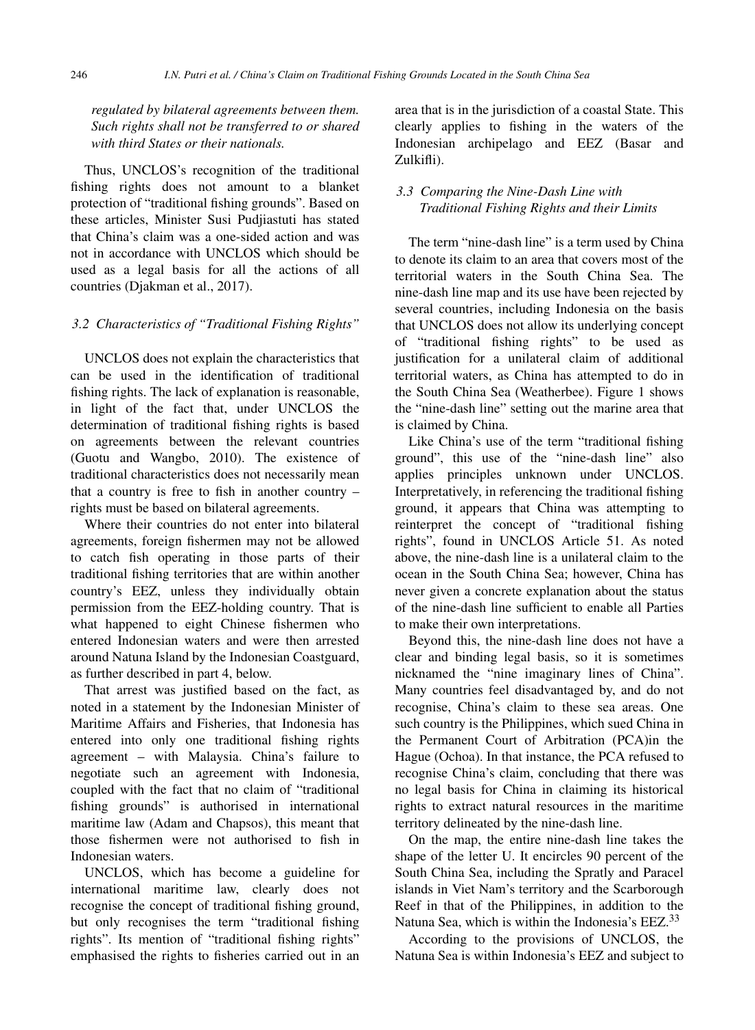*regulated by bilateral agreements between them. Such rights shall not be transferred to or shared with third States or their nationals.*

Thus, UNCLOS's recognition of the traditional fishing rights does not amount to a blanket protection of "traditional fishing grounds". Based on these articles, Minister Susi Pudjiastuti has stated that China's claim was a one-sided action and was not in accordance with UNCLOS which should be used as a legal basis for all the actions of all countries (Djakman et al., 2017).

### *3.2 Characteristics of "Traditional Fishing Rights"*

UNCLOS does not explain the characteristics that can be used in the identification of traditional fishing rights. The lack of explanation is reasonable, in light of the fact that, under UNCLOS the determination of traditional fishing rights is based on agreements between the relevant countries (Guotu and Wangbo, 2010). The existence of traditional characteristics does not necessarily mean that a country is free to fish in another country – rights must be based on bilateral agreements.

Where their countries do not enter into bilateral agreements, foreign fishermen may not be allowed to catch fish operating in those parts of their traditional fishing territories that are within another country's EEZ, unless they individually obtain permission from the EEZ-holding country. That is what happened to eight Chinese fishermen who entered Indonesian waters and were then arrested around Natuna Island by the Indonesian Coastguard, as further described in part 4, below.

That arrest was justified based on the fact, as noted in a statement by the Indonesian Minister of Maritime Affairs and Fisheries, that Indonesia has entered into only one traditional fishing rights agreement – with Malaysia. China's failure to negotiate such an agreement with Indonesia, coupled with the fact that no claim of "traditional fishing grounds" is authorised in international maritime law (Adam and Chapsos), this meant that those fishermen were not authorised to fish in Indonesian waters.

UNCLOS, which has become a guideline for international maritime law, clearly does not recognise the concept of traditional fishing ground, but only recognises the term "traditional fishing rights". Its mention of "traditional fishing rights" emphasised the rights to fisheries carried out in an area that is in the jurisdiction of a coastal State. This clearly applies to fishing in the waters of the Indonesian archipelago and EEZ (Basar and Zulkifli).

### *3.3 Comparing the Nine-Dash Line with Traditional Fishing Rights and their Limits*

The term "nine-dash line" is a term used by China to denote its claim to an area that covers most of the territorial waters in the South China Sea. The nine-dash line map and its use have been rejected by several countries, including Indonesia on the basis that UNCLOS does not allow its underlying concept of "traditional fishing rights" to be used as justification for a unilateral claim of additional territorial waters, as China has attempted to do in the South China Sea (Weatherbee). Figure 1 shows the "nine-dash line" setting out the marine area that is claimed by China.

Like China's use of the term "traditional fishing ground", this use of the "nine-dash line" also applies principles unknown under UNCLOS. Interpretatively, in referencing the traditional fishing ground, it appears that China was attempting to reinterpret the concept of "traditional fishing rights", found in UNCLOS Article 51. As noted above, the nine-dash line is a unilateral claim to the ocean in the South China Sea; however, China has never given a concrete explanation about the status of the nine-dash line sufficient to enable all Parties to make their own interpretations.

Beyond this, the nine-dash line does not have a clear and binding legal basis, so it is sometimes nicknamed the "nine imaginary lines of China". Many countries feel disadvantaged by, and do not recognise, China's claim to these sea areas. One such country is the Philippines, which sued China in the Permanent Court of Arbitration (PCA)in the Hague (Ochoa). In that instance, the PCA refused to recognise China's claim, concluding that there was no legal basis for China in claiming its historical rights to extract natural resources in the maritime territory delineated by the nine-dash line.

On the map, the entire nine-dash line takes the shape of the letter U. It encircles 90 percent of the South China Sea, including the Spratly and Paracel islands in Viet Nam's territory and the Scarborough Reef in that of the Philippines, in addition to the Natuna Sea, which is within the Indonesia's EEZ.[33]

According to the provisions of UNCLOS, the Natuna Sea is within Indonesia's EEZ and subject to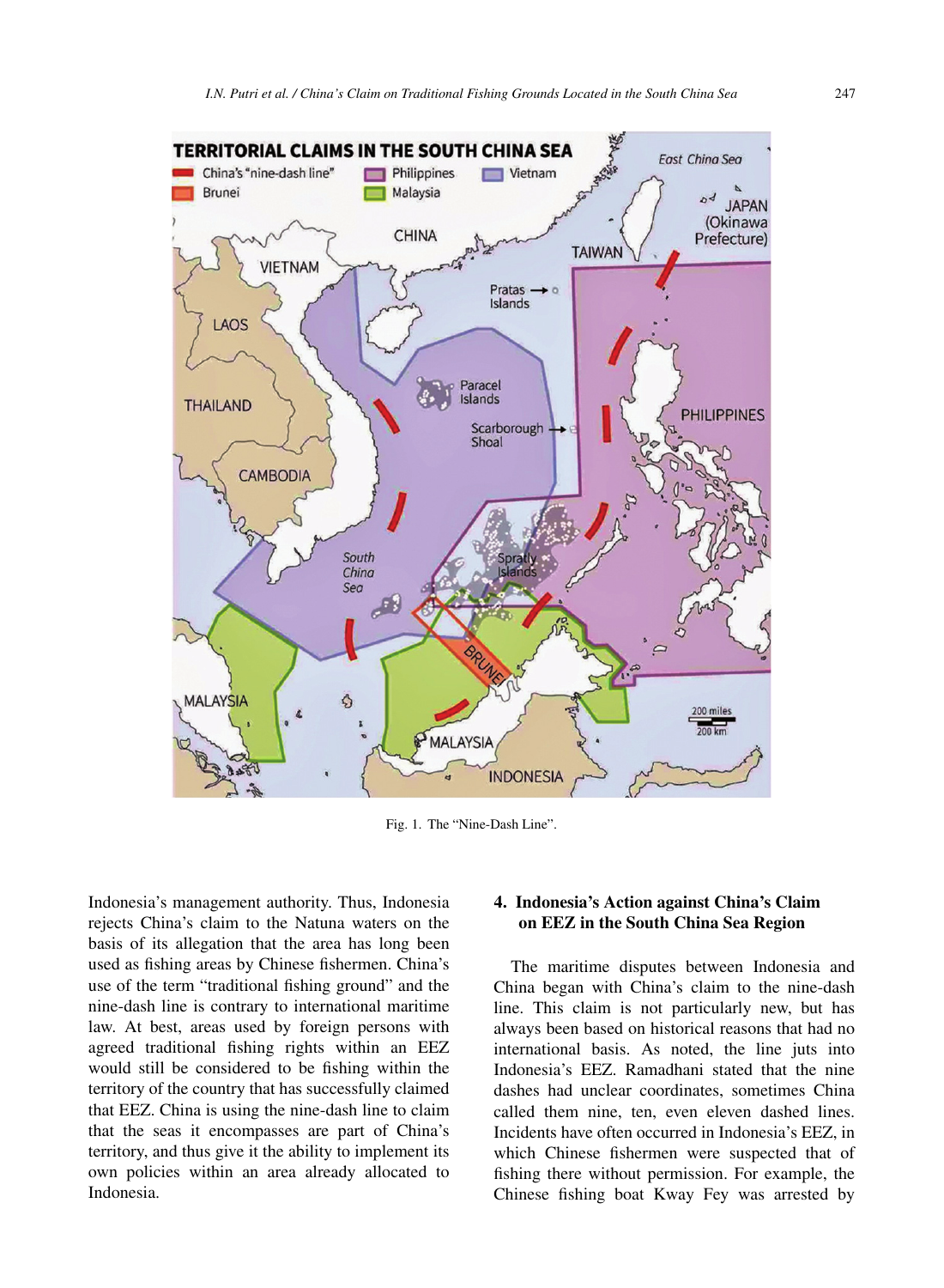Fig. 1. The "Nine-Dash Line".

Indonesia's management authority. Thus, Indonesia rejects China's claim to the Natuna waters on the basis of its allegation that the area has long been used as fishing areas by Chinese fishermen. China's use of the term "traditional fishing ground" and the nine-dash line is contrary to international maritime law. At best, areas used by foreign persons with agreed traditional fishing rights within an EEZ would still be considered to be fishing within the territory of the country that has successfully claimed that EEZ. China is using the nine-dash line to claim that the seas it encompasses are part of China's territory, and thus give it the ability to implement its own policies within an area already allocated to Indonesia.

## 4. Indonesia's Action against China's Claim on EEZ in the South China Sea Region

The maritime disputes between Indonesia and China began with China's claim to the nine-dash line. This claim is not particularly new, but has always been based on historical reasons that had no international basis. As noted, the line juts into Indonesia's EEZ. Ramadhani stated that the nine dashes had unclear coordinates, sometimes China called them nine, ten, even eleven dashed lines. Incidents have often occurred in Indonesia's EEZ, in which Chinese fishermen were suspected that of fishing there without permission. For example, the Chinese fishing boat Kway Fey was arrested by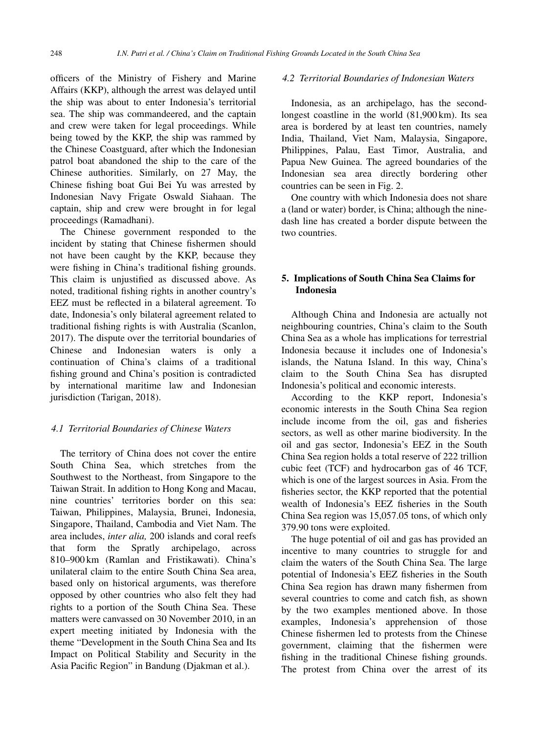officers of the Ministry of Fishery and Marine Affairs (KKP), although the arrest was delayed until the ship was about to enter Indonesia's territorial sea. The ship was commandeered, and the captain and crew were taken for legal proceedings. While being towed by the KKP, the ship was rammed by the Chinese Coastguard, after which the Indonesian patrol boat abandoned the ship to the care of the Chinese authorities. Similarly, on 27 May, the Chinese fishing boat Gui Bei Yu was arrested by Indonesian Navy Frigate Oswald Siahaan. The captain, ship and crew were brought in for legal proceedings (Ramadhani).

The Chinese government responded to the incident by stating that Chinese fishermen should not have been caught by the KKP, because they were fishing in China's traditional fishing grounds. This claim is unjustified as discussed above. As noted, traditional fishing rights in another country's EEZ must be reflected in a bilateral agreement. To date, Indonesia's only bilateral agreement related to traditional fishing rights is with Australia (Scanlon, 2017). The dispute over the territorial boundaries of Chinese and Indonesian waters is only a continuation of China's claims of a traditional fishing ground and China's position is contradicted by international maritime law and Indonesian jurisdiction (Tarigan, 2018).

### *4.1 Territorial Boundaries of Chinese Waters*

The territory of China does not cover the entire South China Sea, which stretches from the Southwest to the Northeast, from Singapore to the Taiwan Strait. In addition to Hong Kong and Macau, nine countries' territories border on this sea: Taiwan, Philippines, Malaysia, Brunei, Indonesia, Singapore, Thailand, Cambodia and Viet Nam. The area includes, *inter alia,* 200 islands and coral reefs that form the Spratly archipelago, across 810–900 km (Ramlan and Fristikawati). China's unilateral claim to the entire South China Sea area, based only on historical arguments, was therefore opposed by other countries who also felt they had rights to a portion of the South China Sea. These matters were canvassed on 30 November 2010, in an expert meeting initiated by Indonesia with the theme "Development in the South China Sea and Its Impact on Political Stability and Security in the Asia Pacific Region" in Bandung (Djakman et al.).

### *4.2 Territorial Boundaries of Indonesian Waters*

Indonesia, as an archipelago, has the second-longest coastline in the world (81,900 km). Its sea area is bordered by at least ten countries, namely India, Thailand, Viet Nam, Malaysia, Singapore, Philippines, Palau, East Timor, Australia, and Papua New Guinea. The agreed boundaries of the Indonesian sea area directly bordering other countries can be seen in Fig. 2.

One country with which Indonesia does not share a (land or water) border, is China; although the nine-dash line has created a border dispute between the two countries.

## 5. Implications of South China Sea Claims for Indonesia

Although China and Indonesia are actually not neighbouring countries, China's claim to the South China Sea as a whole has implications for terrestrial Indonesia because it includes one of Indonesia's islands, the Natuna Island. In this way, China's claim to the South China Sea has disrupted Indonesia's political and economic interests.

According to the KKP report, Indonesia's economic interests in the South China Sea region include income from the oil, gas and fisheries sectors, as well as other marine biodiversity. In the oil and gas sector, Indonesia's EEZ in the South China Sea region holds a total reserve of 222 trillion cubic feet (TCF) and hydrocarbon gas of 46 TCF, which is one of the largest sources in Asia. From the fisheries sector, the KKP reported that the potential wealth of Indonesia's EEZ fisheries in the South China Sea region was 15,057.05 tons, of which only 379.90 tons were exploited.

The huge potential of oil and gas has provided an incentive to many countries to struggle for and claim the waters of the South China Sea. The large potential of Indonesia's EEZ fisheries in the South China Sea region has drawn many fishermen from several countries to come and catch fish, as shown by the two examples mentioned above. In those examples, Indonesia's apprehension of those Chinese fishermen led to protests from the Chinese government, claiming that the fishermen were fishing in the traditional Chinese fishing grounds. The protest from China over the arrest of its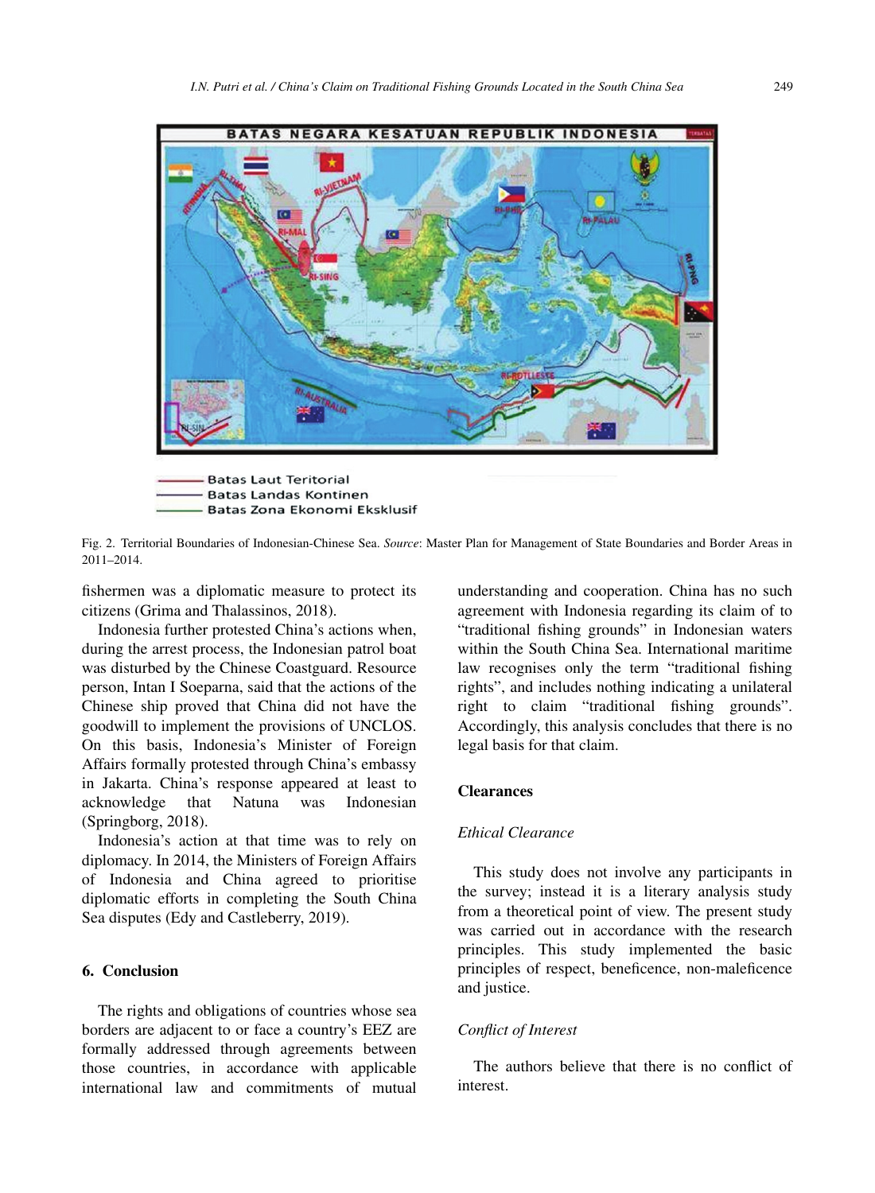Fig. 2. Territorial Boundaries of Indonesian-Chinese Sea. *Source*: Master Plan for Management of State Boundaries and Border Areas in 2011–2014.

fishermen was a diplomatic measure to protect its citizens (Grima and Thalassinos, 2018).

Indonesia further protested China's actions when, during the arrest process, the Indonesian patrol boat was disturbed by the Chinese Coastguard. Resource person, Intan I Soeparna, said that the actions of the Chinese ship proved that China did not have the goodwill to implement the provisions of UNCLOS. On this basis, Indonesia's Minister of Foreign Affairs formally protested through China's embassy in Jakarta. China's response appeared at least to acknowledge that Natuna was Indonesian (Springborg, 2018).

Indonesia's action at that time was to rely on diplomacy. In 2014, the Ministers of Foreign Affairs of Indonesia and China agreed to prioritise diplomatic efforts in completing the South China Sea disputes (Edy and Castleberry, 2019).

## 6. Conclusion

The rights and obligations of countries whose sea borders are adjacent to or face a country's EEZ are formally addressed through agreements between those countries, in accordance with applicable international law and commitments of mutual understanding and cooperation. China has no such agreement with Indonesia regarding its claim of to "traditional fishing grounds" in Indonesian waters within the South China Sea. International maritime law recognises only the term "traditional fishing rights", and includes nothing indicating a unilateral right to claim "traditional fishing grounds". Accordingly, this analysis concludes that there is no legal basis for that claim.

## Clearances

### *Ethical Clearance*

This study does not involve any participants in the survey; instead it is a literary analysis study from a theoretical point of view. The present study was carried out in accordance with the research principles. This study implemented the basic principles of respect, beneficence, non-maleficence and justice.

### *Conflict of Interest*

The authors believe that there is no conflict of interest.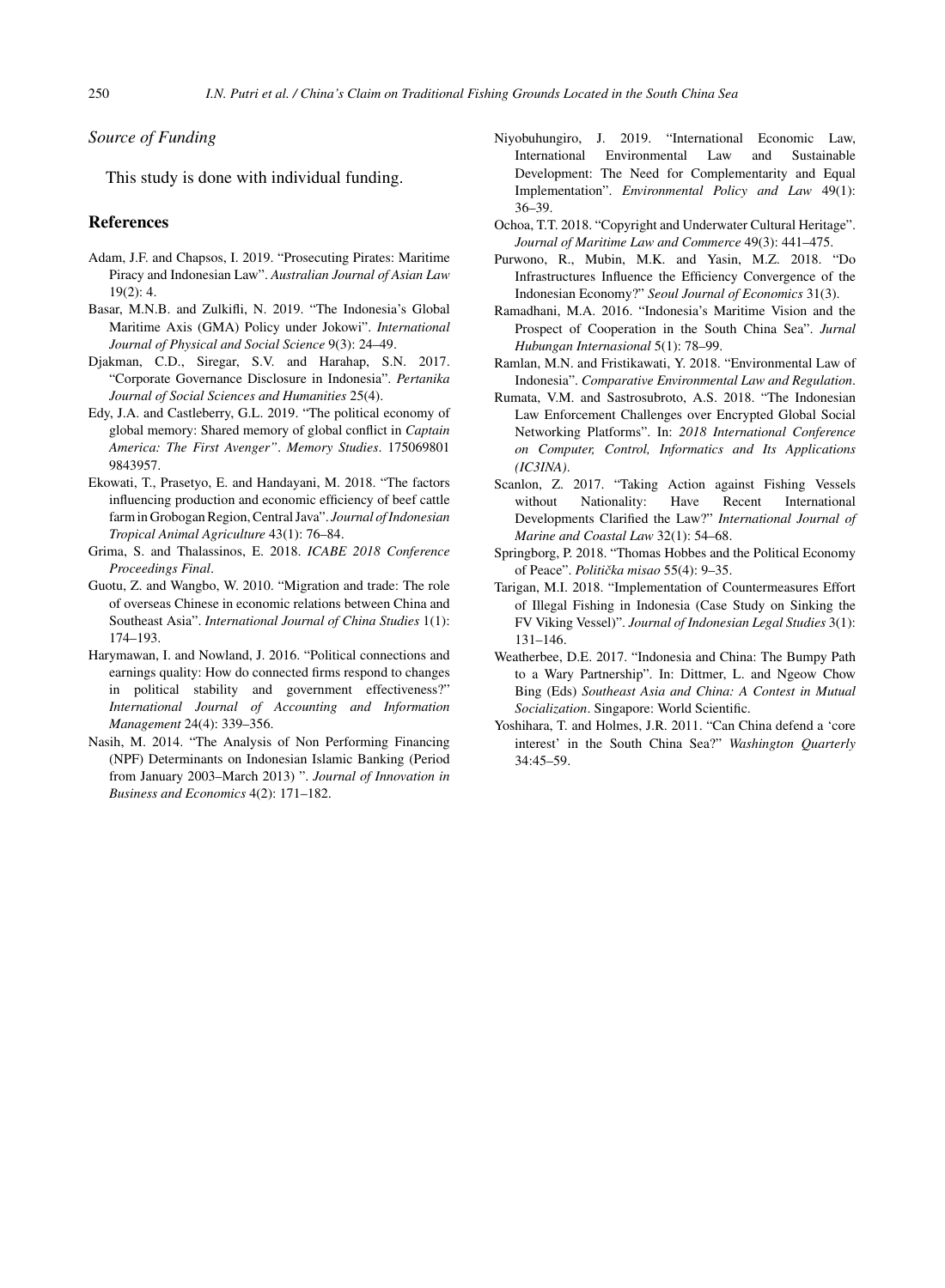*Source of Funding*

This study is done with individual funding.

## References

Adam, J.F. and Chapsos, I. 2019. "Prosecuting Pirates: Maritime Piracy and Indonesian Law". *Australian Journal of Asian Law* 19(2): 4.

Basar, M.N.B. and Zulkifli, N. 2019. "The Indonesia's Global Maritime Axis (GMA) Policy under Jokowi". *International Journal of Physical and Social Science* 9(3): 24–49.

Djakman, C.D., Siregar, S.V. and Harahap, S.N. 2017. "Corporate Governance Disclosure in Indonesia". *Pertanika Journal of Social Sciences and Humanities* 25(4).

Edy, J.A. and Castleberry, G.L. 2019. "The political economy of global memory: Shared memory of global conflict in *Captain America: The First Avenger"*. *Memory Studies*. 175069801 9843957.

Ekowati, T., Prasetyo, E. and Handayani, M. 2018. "The factors influencing production and economic efficiency of beef cattle farm in Grobogan Region, Central Java". *Journal of Indonesian Tropical Animal Agriculture* 43(1): 76–84.

Grima, S. and Thalassinos, E. 2018. *ICABE 2018 Conference Proceedings Final*.

Guotu, Z. and Wangbo, W. 2010. "Migration and trade: The role of overseas Chinese in economic relations between China and Southeast Asia". *International Journal of China Studies* 1(1): 174–193.

Harymawan, I. and Nowland, J. 2016. "Political connections and earnings quality: How do connected firms respond to changes in political stability and government effectiveness?" *International Journal of Accounting and Information Management* 24(4): 339–356.

Nasih, M. 2014. "The Analysis of Non Performing Financing (NPF) Determinants on Indonesian Islamic Banking (Period from January 2003–March 2013) ". *Journal of Innovation in Business and Economics* 4(2): 171–182.

Niyobuhungiro, J. 2019. "International Economic Law, International Environmental Law and Sustainable Development: The Need for Complementarity and Equal Implementation". *Environmental Policy and Law* 49(1): 36–39.

Ochoa, T.T. 2018. "Copyright and Underwater Cultural Heritage". *Journal of Maritime Law and Commerce* 49(3): 441–475.

Purwono, R., Mubin, M.K. and Yasin, M.Z. 2018. "Do Infrastructures Influence the Efficiency Convergence of the Indonesian Economy?" *Seoul Journal of Economics* 31(3).

Ramadhani, M.A. 2016. "Indonesia's Maritime Vision and the Prospect of Cooperation in the South China Sea". *Jurnal Hubungan Internasional* 5(1): 78–99.

Ramlan, M.N. and Fristikawati, Y. 2018. "Environmental Law of Indonesia". *Comparative Environmental Law and Regulation*.

Rumata, V.M. and Sastrosubroto, A.S. 2018. "The Indonesian Law Enforcement Challenges over Encrypted Global Social Networking Platforms". In: *2018 International Conference on Computer, Control, Informatics and Its Applications (IC3INA)*.

Scanlon, Z. 2017. "Taking Action against Fishing Vessels without Nationality: Have Recent International Developments Clarified the Law?" *International Journal of Marine and Coastal Law* 32(1): 54–68.

Springborg, P. 2018. "Thomas Hobbes and the Political Economy of Peace". *Politička misao* 55(4): 9–35.

Tarigan, M.I. 2018. "Implementation of Countermeasures Effort of Illegal Fishing in Indonesia (Case Study on Sinking the FV Viking Vessel)". *Journal of Indonesian Legal Studies* 3(1): 131–146.

Weatherbee, D.E. 2017. "Indonesia and China: The Bumpy Path to a Wary Partnership". In: Dittmer, L. and Ngeow Chow Bing (Eds) *Southeast Asia and China: A Contest in Mutual Socialization*. Singapore: World Scientific.

Yoshihara, T. and Holmes, J.R. 2011. "Can China defend a 'core interest' in the South China Sea?" *Washington Quarterly* 34:45–59.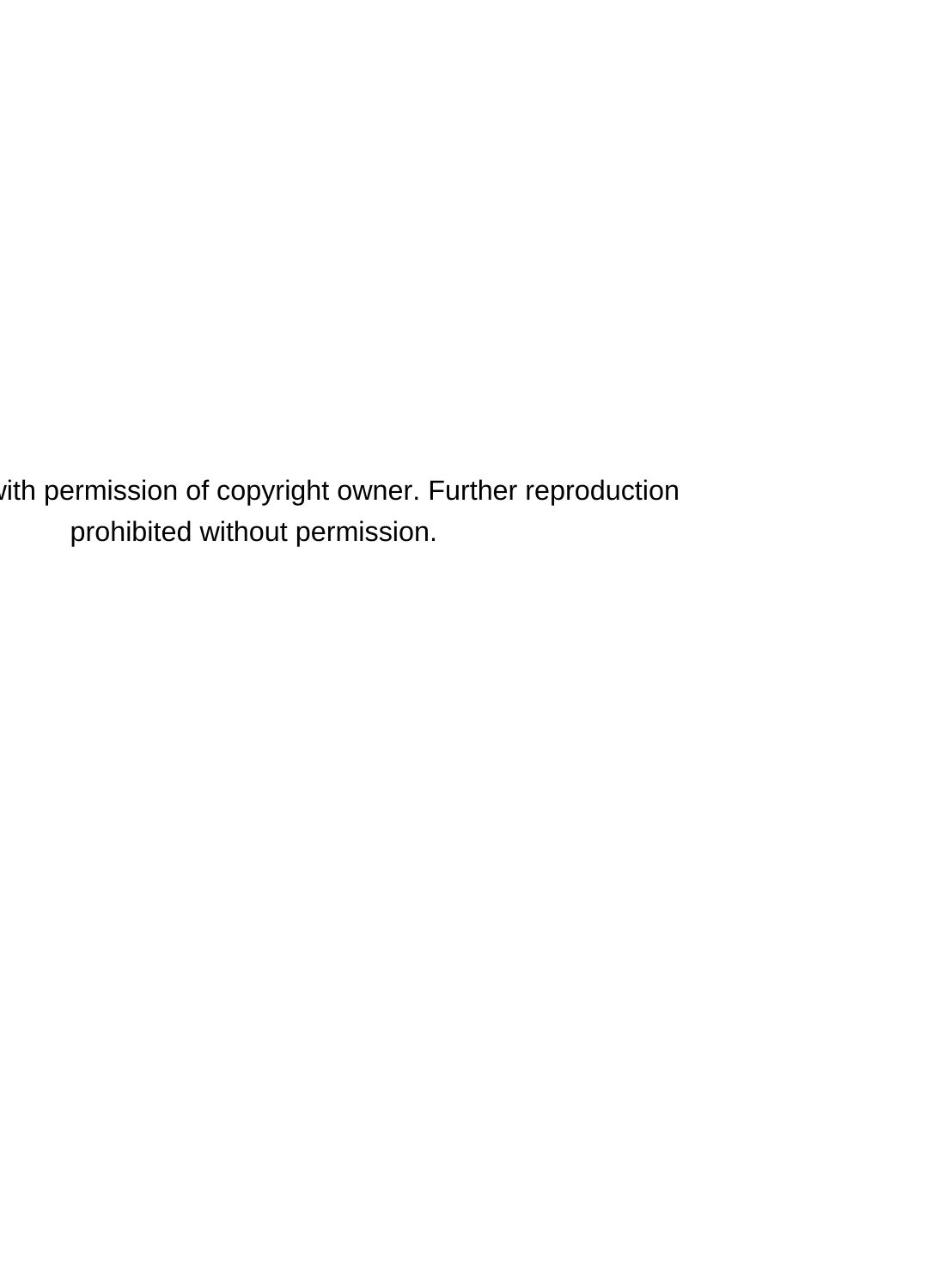with permission of copyright owner. Further reproduction prohibited without permission.